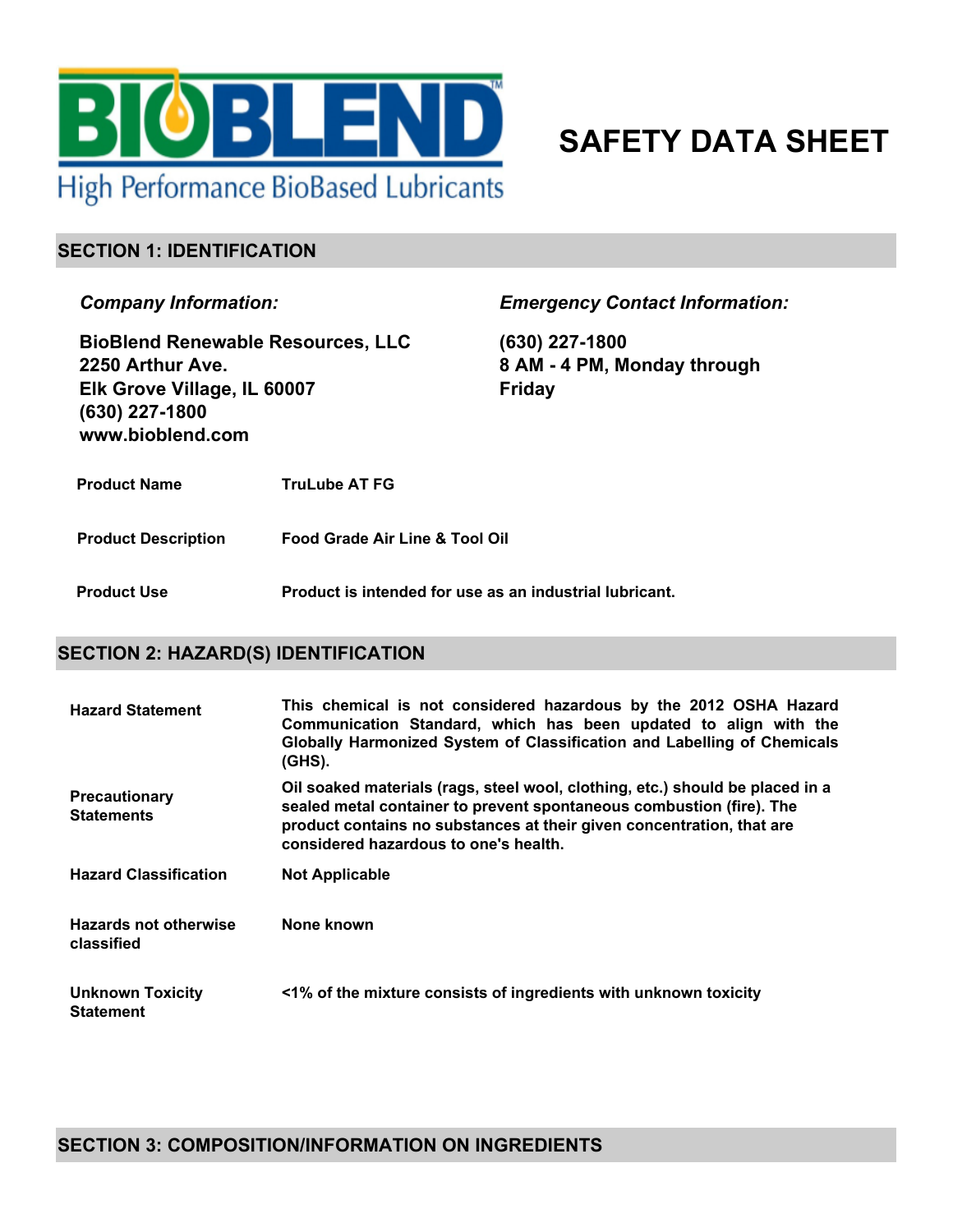BIOBLEND™

High Performance BioBased Lubricants

# SAFETY DATA SHEET

## SECTION 1: IDENTIFICATION

***Company Information:***

**BioBlend Renewable Resources, LLC**
**2250 Arthur Ave.**
**Elk Grove Village, IL 60007**
**(630) 227-1800**
**www.bioblend.com**

***Emergency Contact Information:***

**(630) 227-1800**
**8 AM - 4 PM, Monday through Friday**

| | |
|---|---|
| **Product Name** | **TruLube AT FG** |
| **Product Description** | **Food Grade Air Line & Tool Oil** |
| **Product Use** | **Product is intended for use as an industrial lubricant.** |

## SECTION 2: HAZARD(S) IDENTIFICATION

| | |
|---|---|
| **Hazard Statement** | **This chemical is not considered hazardous by the 2012 OSHA Hazard Communication Standard, which has been updated to align with the Globally Harmonized System of Classification and Labelling of Chemicals (GHS).** |
| **Precautionary Statements** | **Oil soaked materials (rags, steel wool, clothing, etc.) should be placed in a sealed metal container to prevent spontaneous combustion (fire). The product contains no substances at their given concentration, that are considered hazardous to one's health.** |
| **Hazard Classification** | **Not Applicable** |
| **Hazards not otherwise classified** | **None known** |
| **Unknown Toxicity Statement** | **<1% of the mixture consists of ingredients with unknown toxicity** |

## SECTION 3: COMPOSITION/INFORMATION ON INGREDIENTS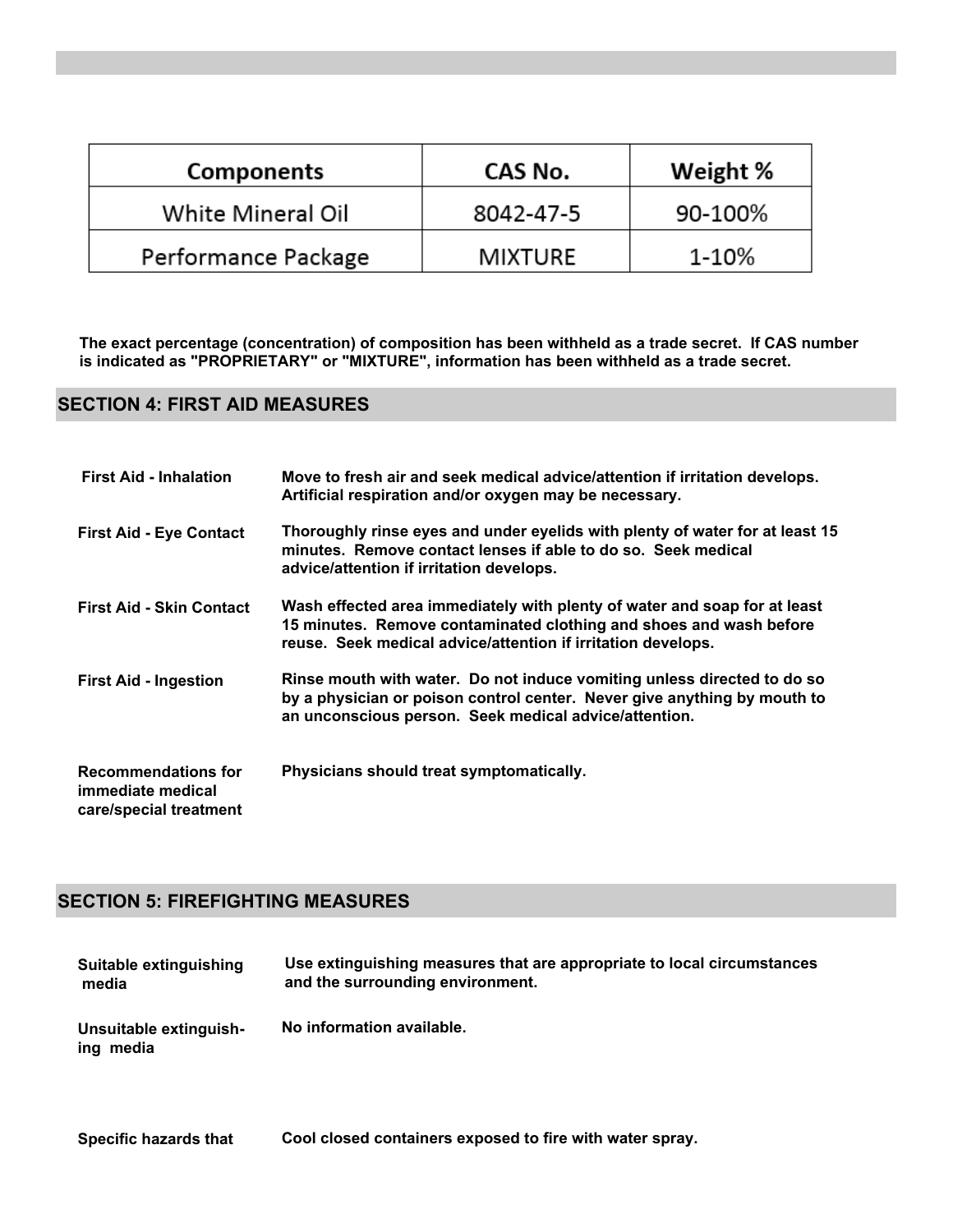| Components | CAS No. | Weight % |
|---|---|---|
| White Mineral Oil | 8042-47-5 | 90-100% |
| Performance Package | MIXTURE | 1-10% |

**The exact percentage (concentration) of composition has been withheld as a trade secret. If CAS number is indicated as "PROPRIETARY" or "MIXTURE", information has been withheld as a trade secret.**

## SECTION 4: FIRST AID MEASURES

**First Aid - Inhalation** — **Move to fresh air and seek medical advice/attention if irritation develops. Artificial respiration and/or oxygen may be necessary.**

**First Aid - Eye Contact** — **Thoroughly rinse eyes and under eyelids with plenty of water for at least 15 minutes. Remove contact lenses if able to do so. Seek medical advice/attention if irritation develops.**

**First Aid - Skin Contact** — **Wash effected area immediately with plenty of water and soap for at least 15 minutes. Remove contaminated clothing and shoes and wash before reuse. Seek medical advice/attention if irritation develops.**

**First Aid - Ingestion** — **Rinse mouth with water. Do not induce vomiting unless directed to do so by a physician or poison control center. Never give anything by mouth to an unconscious person. Seek medical advice/attention.**

**Recommendations for immediate medical care/special treatment** — **Physicians should treat symptomatically.**

## SECTION 5: FIREFIGHTING MEASURES

**Suitable extinguishing media** — **Use extinguishing measures that are appropriate to local circumstances and the surrounding environment.**

**Unsuitable extinguishing media** — **No information available.**

**Specific hazards that** — **Cool closed containers exposed to fire with water spray.**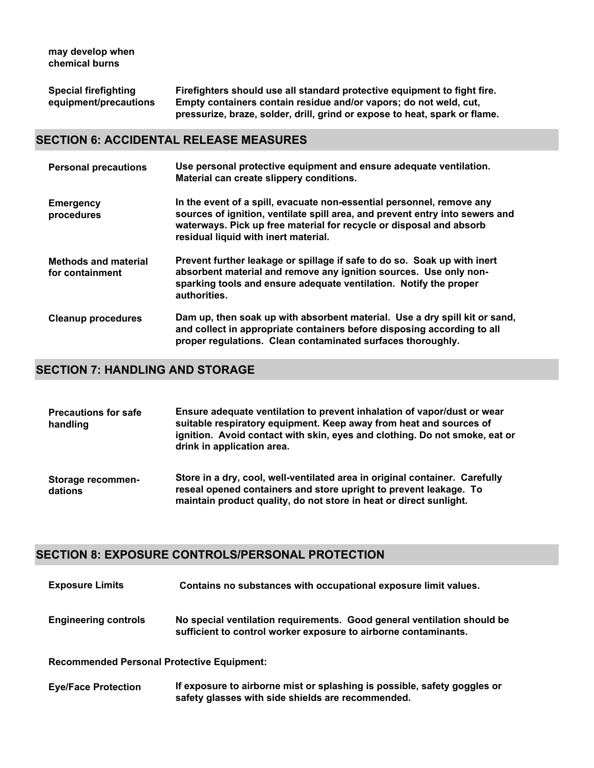| | |
|---|---|
| **may develop when chemical burns** | |
| **Special firefighting equipment/precautions** | **Firefighters should use all standard protective equipment to fight fire. Empty containers contain residue and/or vapors; do not weld, cut, pressurize, braze, solder, drill, grind or expose to heat, spark or flame.** |

## SECTION 6: ACCIDENTAL RELEASE MEASURES

| | |
|---|---|
| **Personal precautions** | **Use personal protective equipment and ensure adequate ventilation. Material can create slippery conditions.** |
| **Emergency procedures** | **In the event of a spill, evacuate non-essential personnel, remove any sources of ignition, ventilate spill area, and prevent entry into sewers and waterways. Pick up free material for recycle or disposal and absorb residual liquid with inert material.** |
| **Methods and material for containment** | **Prevent further leakage or spillage if safe to do so. Soak up with inert absorbent material and remove any ignition sources. Use only non-sparking tools and ensure adequate ventilation. Notify the proper authorities.** |
| **Cleanup procedures** | **Dam up, then soak up with absorbent material. Use a dry spill kit or sand, and collect in appropriate containers before disposing according to all proper regulations. Clean contaminated surfaces thoroughly.** |

## SECTION 7: HANDLING AND STORAGE

| | |
|---|---|
| **Precautions for safe handling** | **Ensure adequate ventilation to prevent inhalation of vapor/dust or wear suitable respiratory equipment. Keep away from heat and sources of ignition. Avoid contact with skin, eyes and clothing. Do not smoke, eat or drink in application area.** |
| **Storage recommendations** | **Store in a dry, cool, well-ventilated area in original container. Carefully reseal opened containers and store upright to prevent leakage. To maintain product quality, do not store in heat or direct sunlight.** |

## SECTION 8: EXPOSURE CONTROLS/PERSONAL PROTECTION

| | |
|---|---|
| **Exposure Limits** | **Contains no substances with occupational exposure limit values.** |
| **Engineering controls** | **No special ventilation requirements. Good general ventilation should be sufficient to control worker exposure to airborne contaminants.** |

**Recommended Personal Protective Equipment:**

| | |
|---|---|
| **Eye/Face Protection** | **If exposure to airborne mist or splashing is possible, safety goggles or safety glasses with side shields are recommended.** |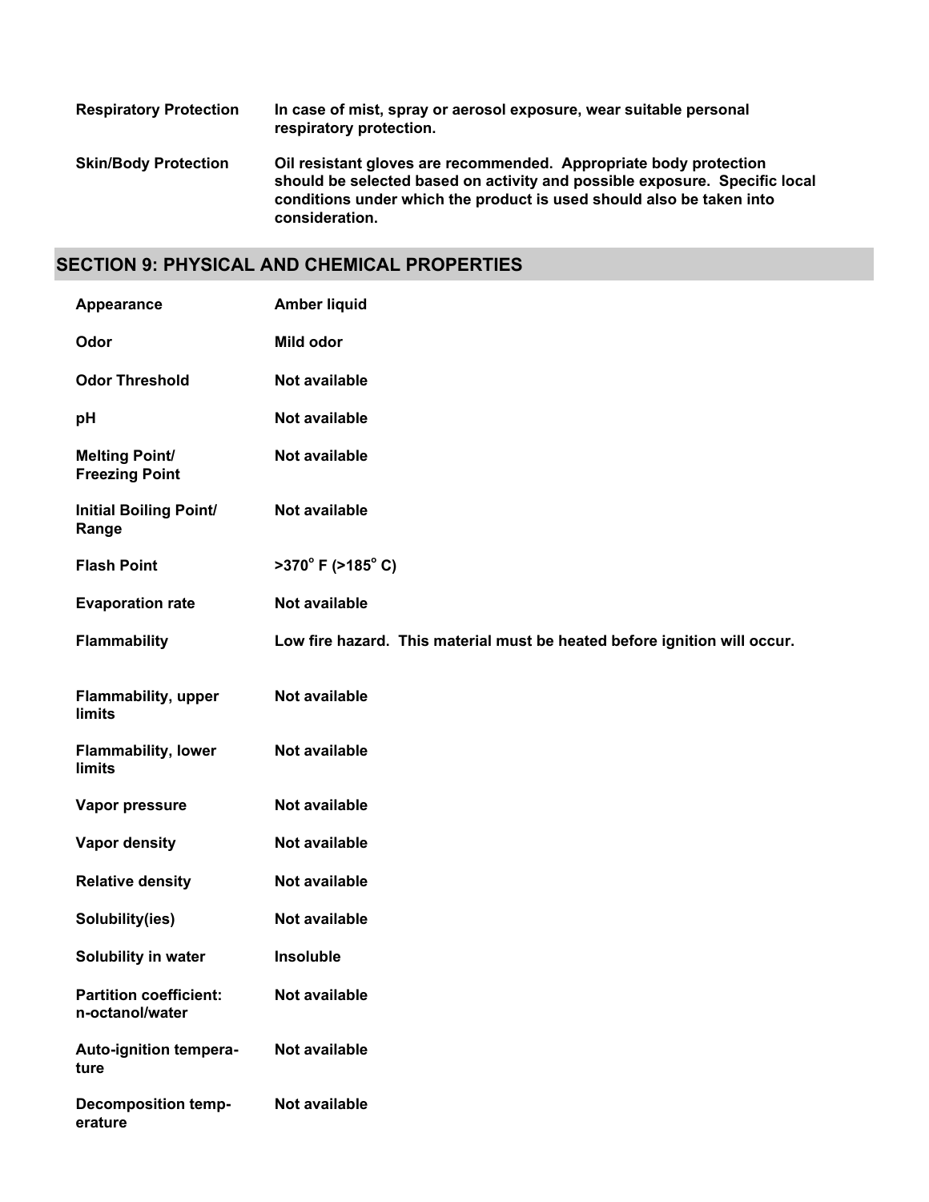| | |
|---|---|
| **Respiratory Protection** | **In case of mist, spray or aerosol exposure, wear suitable personal respiratory protection.** |
| **Skin/Body Protection** | **Oil resistant gloves are recommended. Appropriate body protection should be selected based on activity and possible exposure. Specific local conditions under which the product is used should also be taken into consideration.** |

## SECTION 9: PHYSICAL AND CHEMICAL PROPERTIES

| | |
|---|---|
| **Appearance** | **Amber liquid** |
| **Odor** | **Mild odor** |
| **Odor Threshold** | **Not available** |
| **pH** | **Not available** |
| **Melting Point/ Freezing Point** | **Not available** |
| **Initial Boiling Point/ Range** | **Not available** |
| **Flash Point** | **>370° F (>185° C)** |
| **Evaporation rate** | **Not available** |
| **Flammability** | **Low fire hazard. This material must be heated before ignition will occur.** |
| **Flammability, upper limits** | **Not available** |
| **Flammability, lower limits** | **Not available** |
| **Vapor pressure** | **Not available** |
| **Vapor density** | **Not available** |
| **Relative density** | **Not available** |
| **Solubility(ies)** | **Not available** |
| **Solubility in water** | **Insoluble** |
| **Partition coefficient: n-octanol/water** | **Not available** |
| **Auto-ignition temperature** | **Not available** |
| **Decomposition temperature** | **Not available** |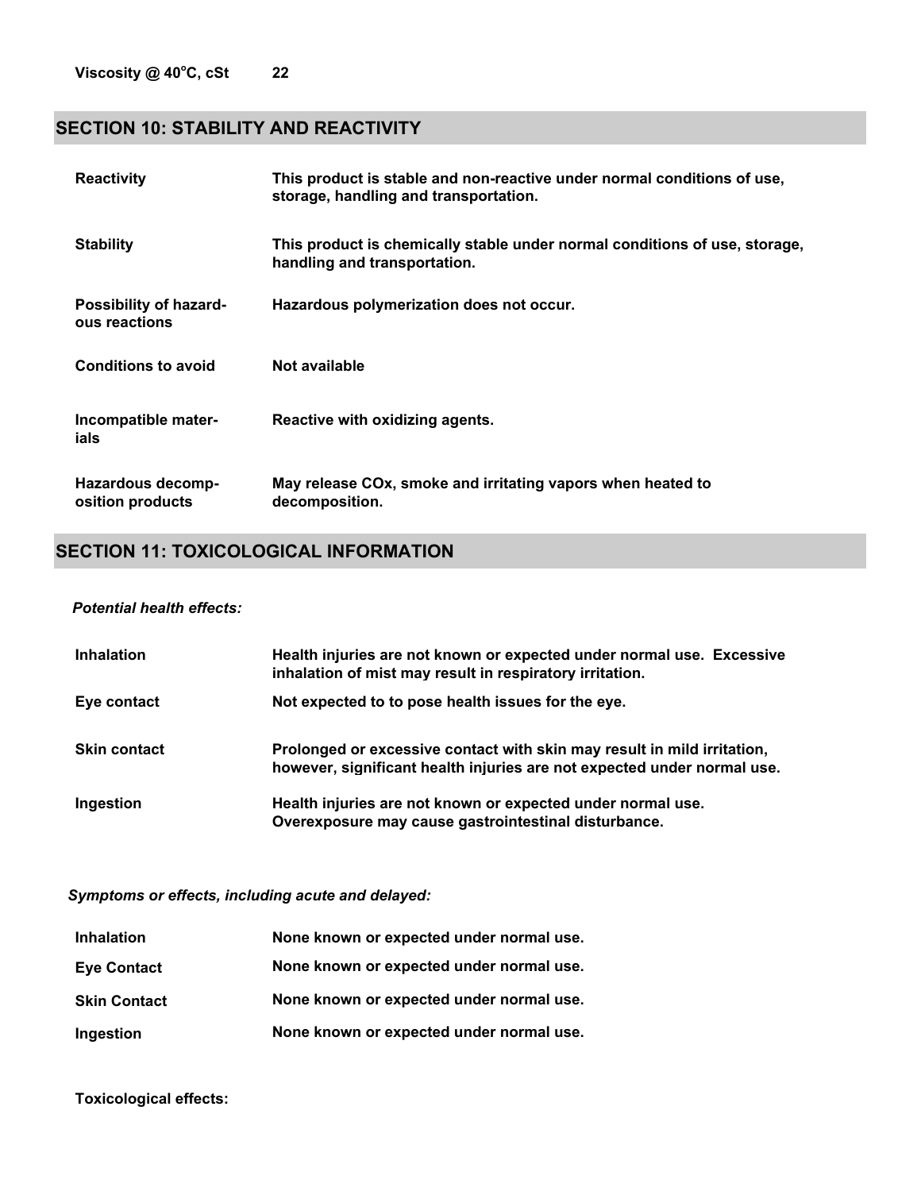| | |
|---|---|
| **Viscosity @ 40°C, cSt** | **22** |

## SECTION 10: STABILITY AND REACTIVITY

| | |
|---|---|
| **Reactivity** | **This product is stable and non-reactive under normal conditions of use, storage, handling and transportation.** |
| **Stability** | **This product is chemically stable under normal conditions of use, storage, handling and transportation.** |
| **Possibility of hazardous reactions** | **Hazardous polymerization does not occur.** |
| **Conditions to avoid** | **Not available** |
| **Incompatible materials** | **Reactive with oxidizing agents.** |
| **Hazardous decomposition products** | **May release COx, smoke and irritating vapors when heated to decomposition.** |

## SECTION 11: TOXICOLOGICAL INFORMATION

***Potential health effects:***

| | |
|---|---|
| **Inhalation** | **Health injuries are not known or expected under normal use. Excessive inhalation of mist may result in respiratory irritation.** |
| **Eye contact** | **Not expected to to pose health issues for the eye.** |
| **Skin contact** | **Prolonged or excessive contact with skin may result in mild irritation, however, significant health injuries are not expected under normal use.** |
| **Ingestion** | **Health injuries are not known or expected under normal use. Overexposure may cause gastrointestinal disturbance.** |

***Symptoms or effects, including acute and delayed:***

| | |
|---|---|
| **Inhalation** | **None known or expected under normal use.** |
| **Eye Contact** | **None known or expected under normal use.** |
| **Skin Contact** | **None known or expected under normal use.** |
| **Ingestion** | **None known or expected under normal use.** |

**Toxicological effects:**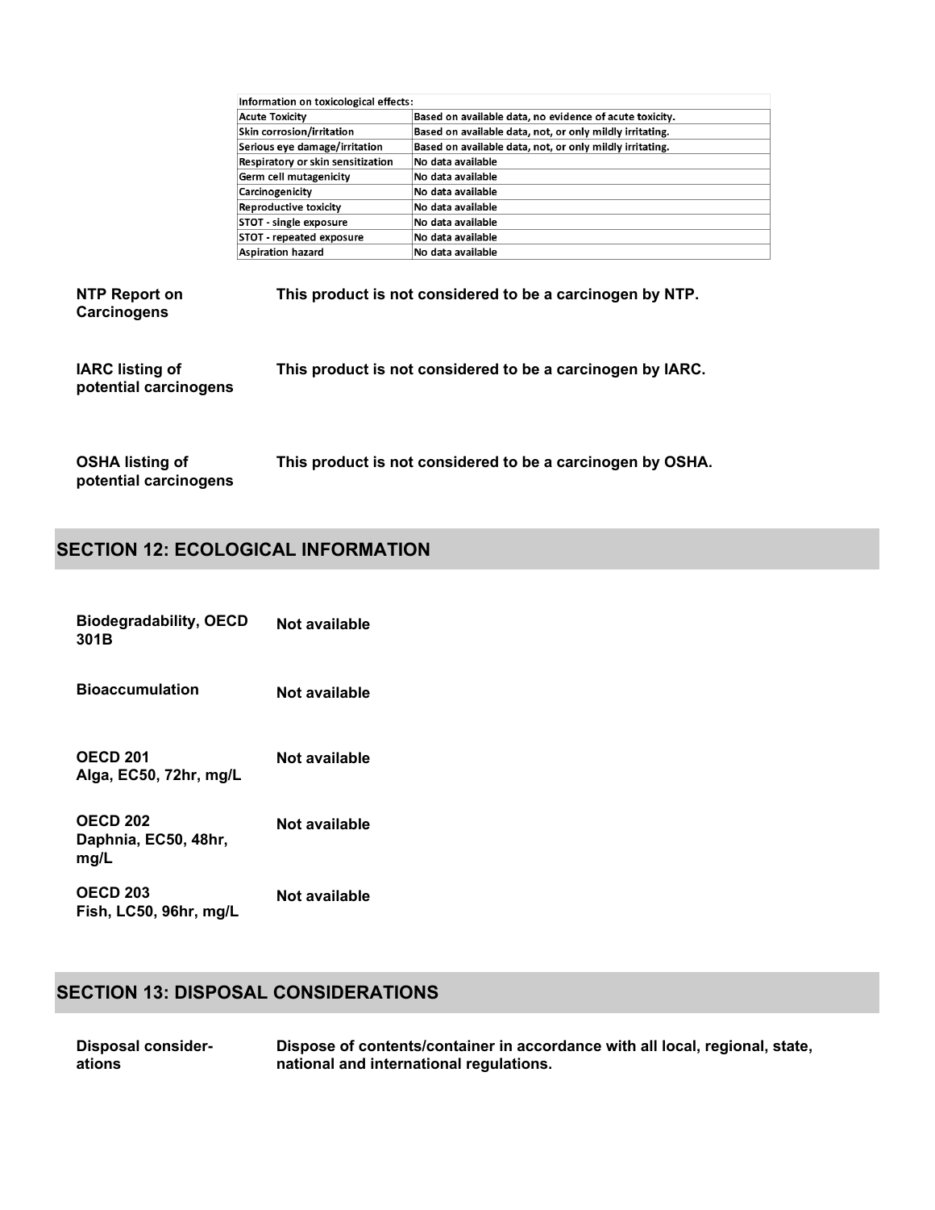| Information on toxicological effects: | |
|---|---|
| Acute Toxicity | Based on available data, no evidence of acute toxicity. |
| Skin corrosion/irritation | Based on available data, not, or only mildly irritating. |
| Serious eye damage/irritation | Based on available data, not, or only mildly irritating. |
| Respiratory or skin sensitization | No data available |
| Germ cell mutagenicity | No data available |
| Carcinogenicity | No data available |
| Reproductive toxicity | No data available |
| STOT - single exposure | No data available |
| STOT - repeated exposure | No data available |
| Aspiration hazard | No data available |

**NTP Report on Carcinogens** — **This product is not considered to be a carcinogen by NTP.**

**IARC listing of potential carcinogens** — **This product is not considered to be a carcinogen by IARC.**

**OSHA listing of potential carcinogens** — **This product is not considered to be a carcinogen by OSHA.**

## SECTION 12: ECOLOGICAL INFORMATION

**Biodegradability, OECD 301B** — **Not available**

**Bioaccumulation** — **Not available**

**OECD 201 Alga, EC50, 72hr, mg/L** — **Not available**

**OECD 202 Daphnia, EC50, 48hr, mg/L** — **Not available**

**OECD 203 Fish, LC50, 96hr, mg/L** — **Not available**

## SECTION 13: DISPOSAL CONSIDERATIONS

**Disposal considerations** — **Dispose of contents/container in accordance with all local, regional, state, national and international regulations.**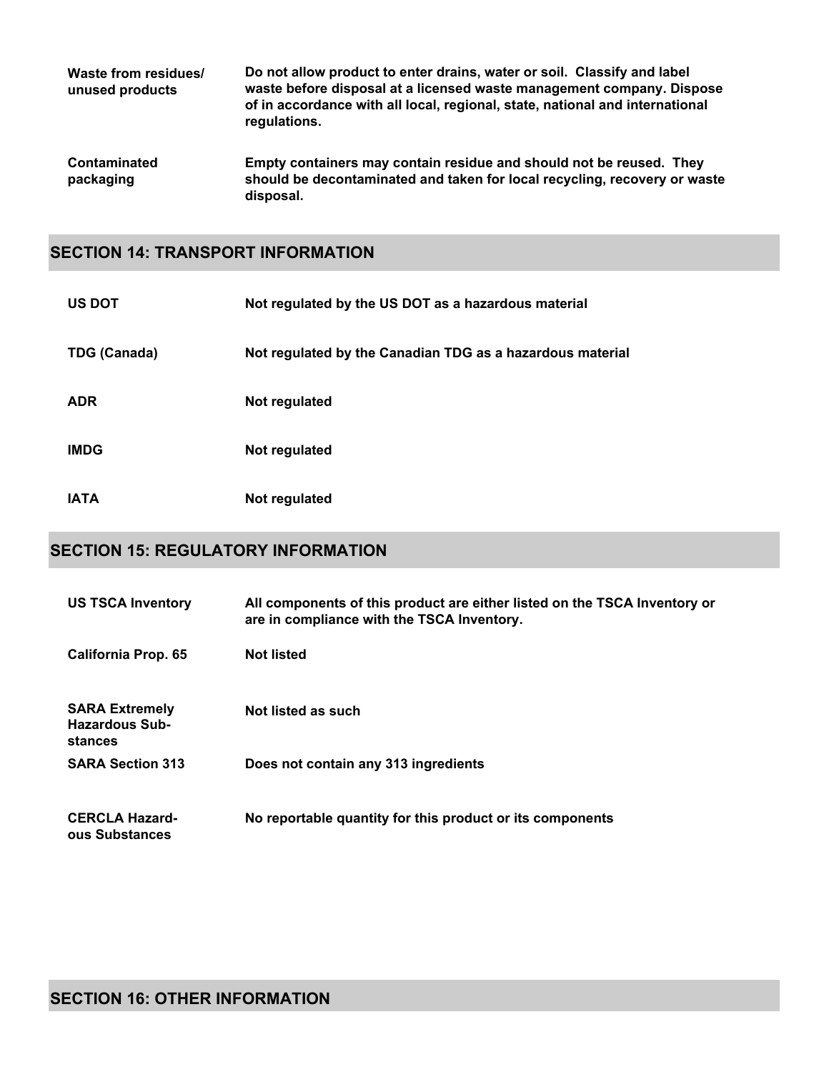| | |
|---|---|
| **Waste from residues/ unused products** | **Do not allow product to enter drains, water or soil. Classify and label waste before disposal at a licensed waste management company. Dispose of in accordance with all local, regional, state, national and international regulations.** |
| **Contaminated packaging** | **Empty containers may contain residue and should not be reused. They should be decontaminated and taken for local recycling, recovery or waste disposal.** |

## SECTION 14: TRANSPORT INFORMATION

| | |
|---|---|
| **US DOT** | **Not regulated by the US DOT as a hazardous material** |
| **TDG (Canada)** | **Not regulated by the Canadian TDG as a hazardous material** |
| **ADR** | **Not regulated** |
| **IMDG** | **Not regulated** |
| **IATA** | **Not regulated** |

## SECTION 15: REGULATORY INFORMATION

| | |
|---|---|
| **US TSCA Inventory** | **All components of this product are either listed on the TSCA Inventory or are in compliance with the TSCA Inventory.** |
| **California Prop. 65** | **Not listed** |
| **SARA Extremely Hazardous Substances** | **Not listed as such** |
| **SARA Section 313** | **Does not contain any 313 ingredients** |
| **CERCLA Hazardous Substances** | **No reportable quantity for this product or its components** |

## SECTION 16: OTHER INFORMATION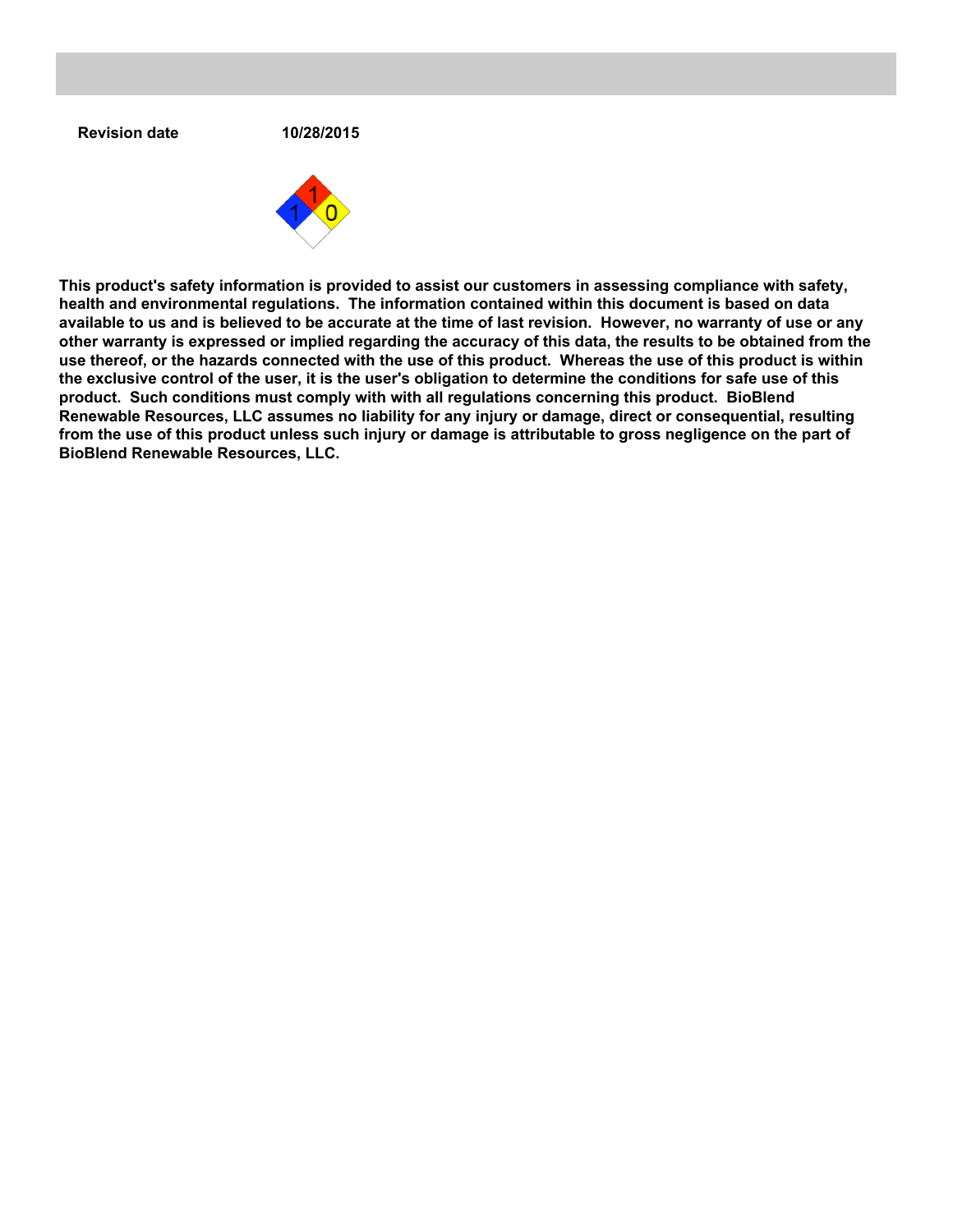**Revision date** **10/28/2015**

1
1 0

**This product's safety information is provided to assist our customers in assessing compliance with safety, health and environmental regulations. The information contained within this document is based on data available to us and is believed to be accurate at the time of last revision. However, no warranty of use or any other warranty is expressed or implied regarding the accuracy of this data, the results to be obtained from the use thereof, or the hazards connected with the use of this product. Whereas the use of this product is within the exclusive control of the user, it is the user's obligation to determine the conditions for safe use of this product. Such conditions must comply with with all regulations concerning this product. BioBlend Renewable Resources, LLC assumes no liability for any injury or damage, direct or consequential, resulting from the use of this product unless such injury or damage is attributable to gross negligence on the part of BioBlend Renewable Resources, LLC.**